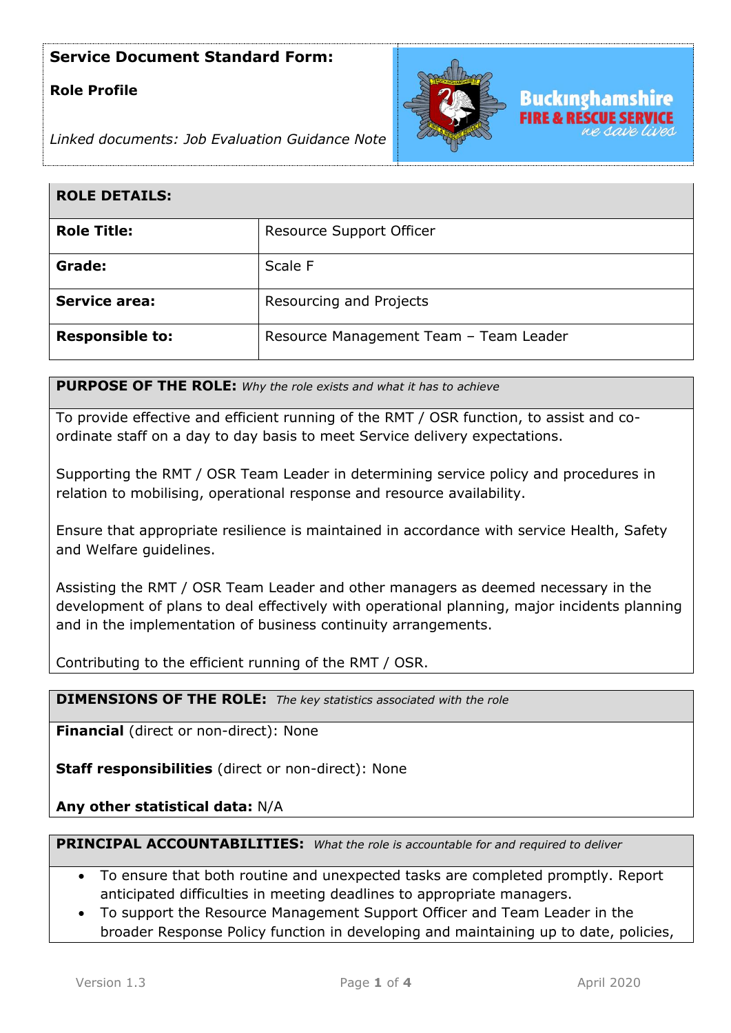**Service Document Standard Form:**

**Role Profile**

*Linked documents: Job Evaluation Guidance Note*

Buckinghamshire FIRE & RESCUE SERVICE *we save lives*

| **ROLE DETAILS:** | |
|---|---|
| **Role Title:** | Resource Support Officer |
| **Grade:** | Scale F |
| **Service area:** | Resourcing and Projects |
| **Responsible to:** | Resource Management Team – Team Leader |

**PURPOSE OF THE ROLE:** *Why the role exists and what it has to achieve*

To provide effective and efficient running of the RMT / OSR function, to assist and co-ordinate staff on a day to day basis to meet Service delivery expectations.

Supporting the RMT / OSR Team Leader in determining service policy and procedures in relation to mobilising, operational response and resource availability.

Ensure that appropriate resilience is maintained in accordance with service Health, Safety and Welfare guidelines.

Assisting the RMT / OSR Team Leader and other managers as deemed necessary in the development of plans to deal effectively with operational planning, major incidents planning and in the implementation of business continuity arrangements.

Contributing to the efficient running of the RMT / OSR.

**DIMENSIONS OF THE ROLE:** *The key statistics associated with the role*

**Financial** (direct or non-direct): None

**Staff responsibilities** (direct or non-direct): None

**Any other statistical data:** N/A

**PRINCIPAL ACCOUNTABILITIES:** *What the role is accountable for and required to deliver*

- To ensure that both routine and unexpected tasks are completed promptly. Report anticipated difficulties in meeting deadlines to appropriate managers.
- To support the Resource Management Support Officer and Team Leader in the broader Response Policy function in developing and maintaining up to date, policies,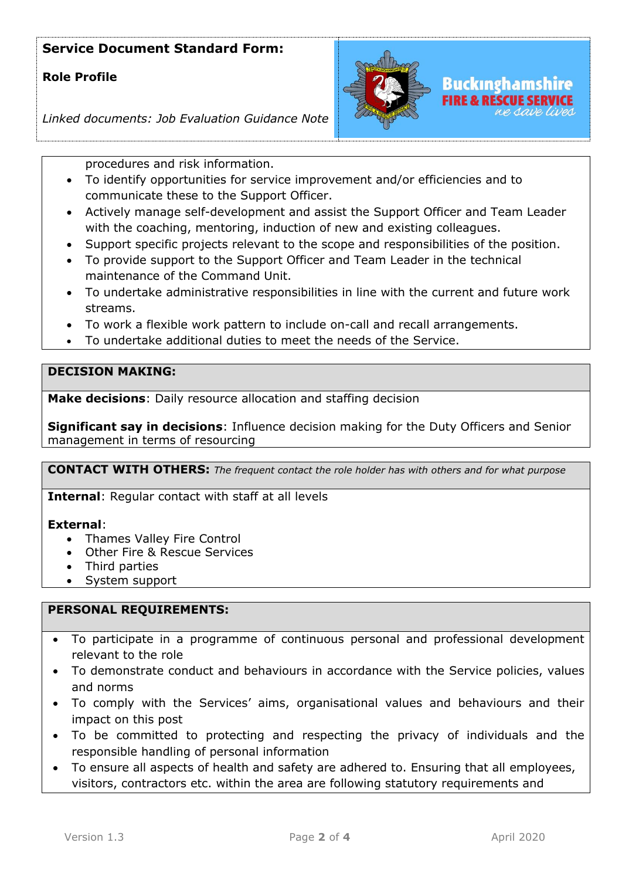procedures and risk information.

- To identify opportunities for service improvement and/or efficiencies and to communicate these to the Support Officer.
- Actively manage self-development and assist the Support Officer and Team Leader with the coaching, mentoring, induction of new and existing colleagues.
- Support specific projects relevant to the scope and responsibilities of the position.
- To provide support to the Support Officer and Team Leader in the technical maintenance of the Command Unit.
- To undertake administrative responsibilities in line with the current and future work streams.
- To work a flexible work pattern to include on-call and recall arrangements.
- To undertake additional duties to meet the needs of the Service.

## DECISION MAKING:

**Make decisions**: Daily resource allocation and staffing decision

**Significant say in decisions**: Influence decision making for the Duty Officers and Senior management in terms of resourcing

## CONTACT WITH OTHERS: *The frequent contact the role holder has with others and for what purpose*

**Internal**: Regular contact with staff at all levels

**External**:

- Thames Valley Fire Control
- Other Fire & Rescue Services
- Third parties
- System support

## PERSONAL REQUIREMENTS:

- To participate in a programme of continuous personal and professional development relevant to the role
- To demonstrate conduct and behaviours in accordance with the Service policies, values and norms
- To comply with the Services' aims, organisational values and behaviours and their impact on this post
- To be committed to protecting and respecting the privacy of individuals and the responsible handling of personal information
- To ensure all aspects of health and safety are adhered to. Ensuring that all employees, visitors, contractors etc. within the area are following statutory requirements and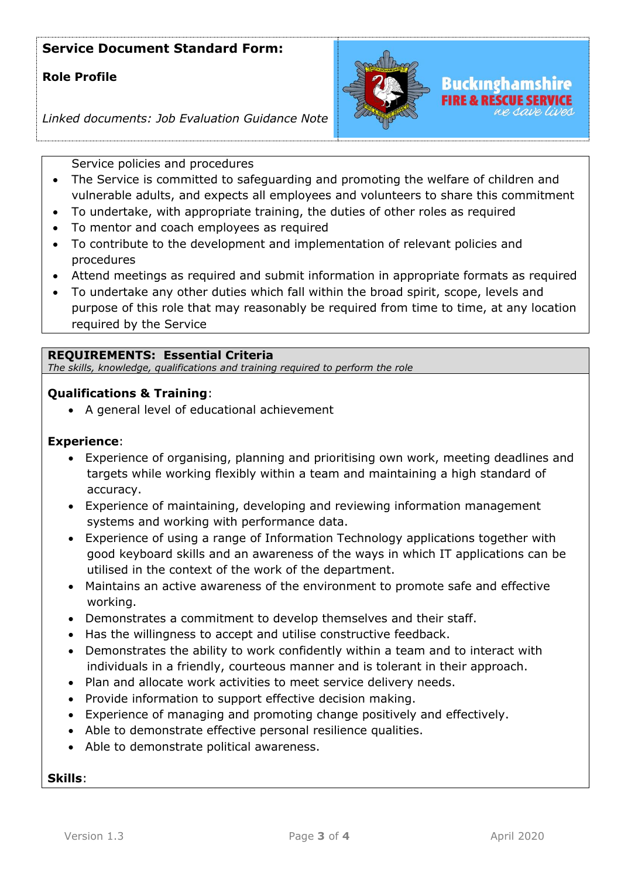Service policies and procedures

- The Service is committed to safeguarding and promoting the welfare of children and vulnerable adults, and expects all employees and volunteers to share this commitment
- To undertake, with appropriate training, the duties of other roles as required
- To mentor and coach employees as required
- To contribute to the development and implementation of relevant policies and procedures
- Attend meetings as required and submit information in appropriate formats as required
- To undertake any other duties which fall within the broad spirit, scope, levels and purpose of this role that may reasonably be required from time to time, at any location required by the Service

## REQUIREMENTS: Essential Criteria

*The skills, knowledge, qualifications and training required to perform the role*

**Qualifications & Training**:

- A general level of educational achievement

**Experience**:

- Experience of organising, planning and prioritising own work, meeting deadlines and targets while working flexibly within a team and maintaining a high standard of accuracy.
- Experience of maintaining, developing and reviewing information management systems and working with performance data.
- Experience of using a range of Information Technology applications together with good keyboard skills and an awareness of the ways in which IT applications can be utilised in the context of the work of the department.
- Maintains an active awareness of the environment to promote safe and effective working.
- Demonstrates a commitment to develop themselves and their staff.
- Has the willingness to accept and utilise constructive feedback.
- Demonstrates the ability to work confidently within a team and to interact with individuals in a friendly, courteous manner and is tolerant in their approach.
- Plan and allocate work activities to meet service delivery needs.
- Provide information to support effective decision making.
- Experience of managing and promoting change positively and effectively.
- Able to demonstrate effective personal resilience qualities.
- Able to demonstrate political awareness.

**Skills**: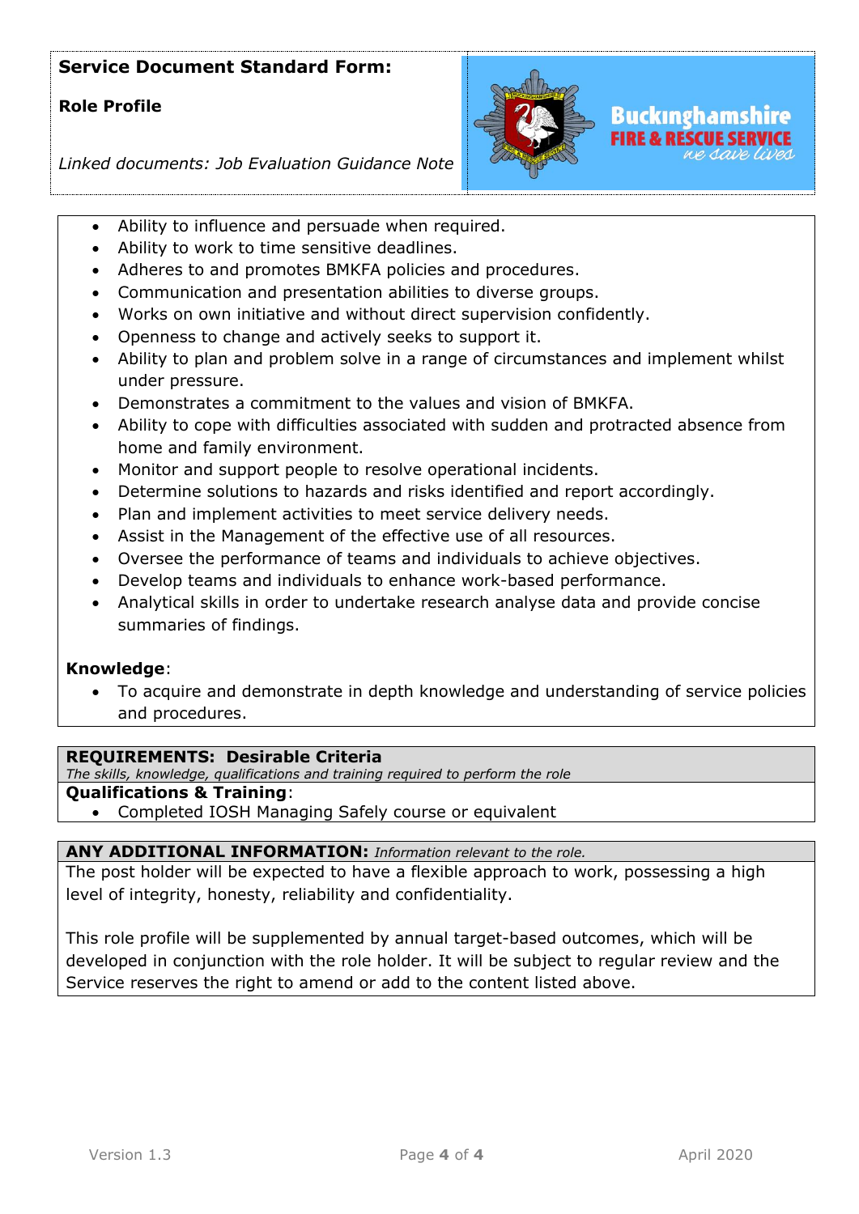**Service Document Standard Form:**

**Role Profile**

*Linked documents: Job Evaluation Guidance Note*

Buckinghamshire FIRE & RESCUE SERVICE *we save lives*

- Ability to influence and persuade when required.
- Ability to work to time sensitive deadlines.
- Adheres to and promotes BMKFA policies and procedures.
- Communication and presentation abilities to diverse groups.
- Works on own initiative and without direct supervision confidently.
- Openness to change and actively seeks to support it.
- Ability to plan and problem solve in a range of circumstances and implement whilst under pressure.
- Demonstrates a commitment to the values and vision of BMKFA.
- Ability to cope with difficulties associated with sudden and protracted absence from home and family environment.
- Monitor and support people to resolve operational incidents.
- Determine solutions to hazards and risks identified and report accordingly.
- Plan and implement activities to meet service delivery needs.
- Assist in the Management of the effective use of all resources.
- Oversee the performance of teams and individuals to achieve objectives.
- Develop teams and individuals to enhance work-based performance.
- Analytical skills in order to undertake research analyse data and provide concise summaries of findings.

**Knowledge**:

- To acquire and demonstrate in depth knowledge and understanding of service policies and procedures.

**REQUIREMENTS: Desirable Criteria**
*The skills, knowledge, qualifications and training required to perform the role*

**Qualifications & Training**:

- Completed IOSH Managing Safely course or equivalent

**ANY ADDITIONAL INFORMATION:** *Information relevant to the role.*

The post holder will be expected to have a flexible approach to work, possessing a high level of integrity, honesty, reliability and confidentiality.

This role profile will be supplemented by annual target-based outcomes, which will be developed in conjunction with the role holder. It will be subject to regular review and the Service reserves the right to amend or add to the content listed above.

Version 1.3 April 2020